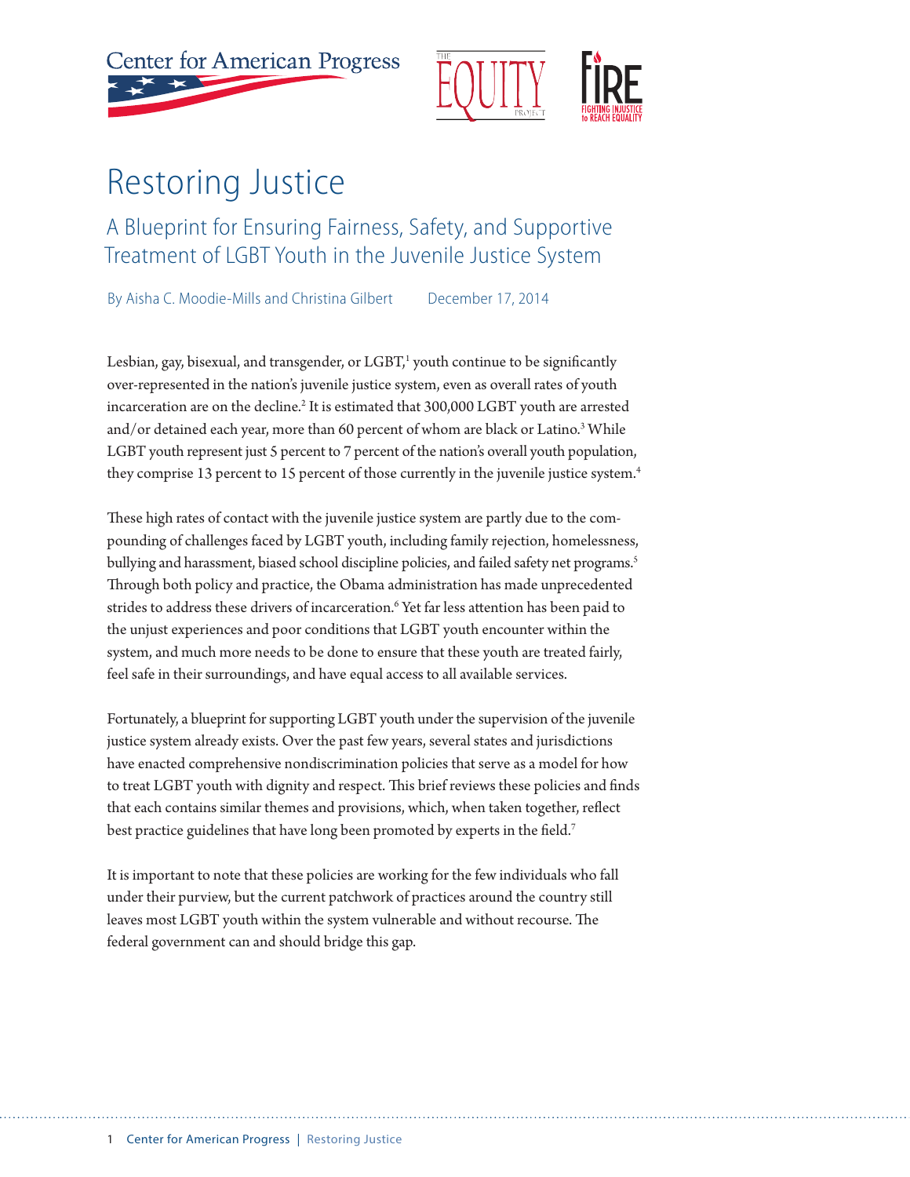# Restoring Justice

## A Blueprint for Ensuring Fairness, Safety, and Supportive Treatment of LGBT Youth in the Juvenile Justice System

By Aisha C. Moodie-Mills and Christina Gilbert December 17, 2014

Lesbian, gay, bisexual, and transgender, or LGBT,[1] youth continue to be significantly over-represented in the nation's juvenile justice system, even as overall rates of youth incarceration are on the decline.[2] It is estimated that 300,000 LGBT youth are arrested and/or detained each year, more than 60 percent of whom are black or Latino.[3] While LGBT youth represent just 5 percent to 7 percent of the nation's overall youth population, they comprise 13 percent to 15 percent of those currently in the juvenile justice system.[4]

These high rates of contact with the juvenile justice system are partly due to the compounding of challenges faced by LGBT youth, including family rejection, homelessness, bullying and harassment, biased school discipline policies, and failed safety net programs.[5] Through both policy and practice, the Obama administration has made unprecedented strides to address these drivers of incarceration.[6] Yet far less attention has been paid to the unjust experiences and poor conditions that LGBT youth encounter within the system, and much more needs to be done to ensure that these youth are treated fairly, feel safe in their surroundings, and have equal access to all available services.

Fortunately, a blueprint for supporting LGBT youth under the supervision of the juvenile justice system already exists. Over the past few years, several states and jurisdictions have enacted comprehensive nondiscrimination policies that serve as a model for how to treat LGBT youth with dignity and respect. This brief reviews these policies and finds that each contains similar themes and provisions, which, when taken together, reflect best practice guidelines that have long been promoted by experts in the field.[7]

It is important to note that these policies are working for the few individuals who fall under their purview, but the current patchwork of practices around the country still leaves most LGBT youth within the system vulnerable and without recourse. The federal government can and should bridge this gap.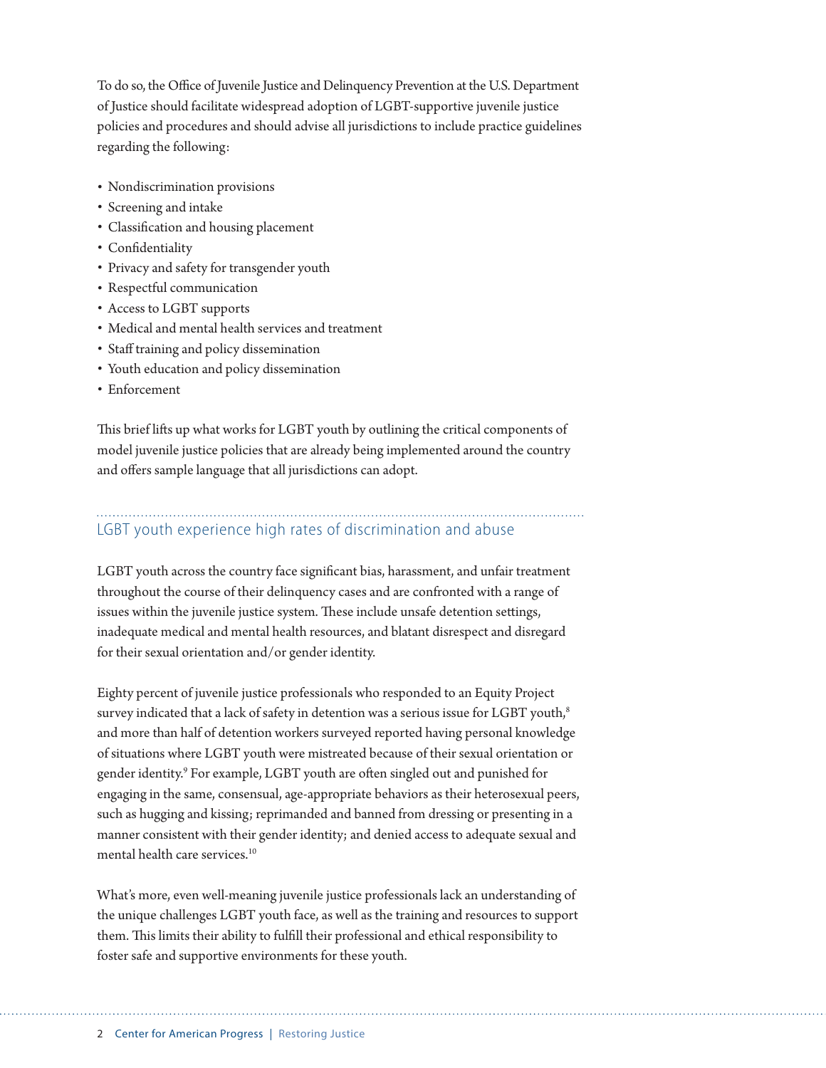To do so, the Office of Juvenile Justice and Delinquency Prevention at the U.S. Department of Justice should facilitate widespread adoption of LGBT-supportive juvenile justice policies and procedures and should advise all jurisdictions to include practice guidelines regarding the following:

- Nondiscrimination provisions
- Screening and intake
- Classification and housing placement
- Confidentiality
- Privacy and safety for transgender youth
- Respectful communication
- Access to LGBT supports
- Medical and mental health services and treatment
- Staff training and policy dissemination
- Youth education and policy dissemination
- Enforcement

This brief lifts up what works for LGBT youth by outlining the critical components of model juvenile justice policies that are already being implemented around the country and offers sample language that all jurisdictions can adopt.

## LGBT youth experience high rates of discrimination and abuse

LGBT youth across the country face significant bias, harassment, and unfair treatment throughout the course of their delinquency cases and are confronted with a range of issues within the juvenile justice system. These include unsafe detention settings, inadequate medical and mental health resources, and blatant disrespect and disregard for their sexual orientation and/or gender identity.

Eighty percent of juvenile justice professionals who responded to an Equity Project survey indicated that a lack of safety in detention was a serious issue for LGBT youth,[8] and more than half of detention workers surveyed reported having personal knowledge of situations where LGBT youth were mistreated because of their sexual orientation or gender identity.[9] For example, LGBT youth are often singled out and punished for engaging in the same, consensual, age-appropriate behaviors as their heterosexual peers, such as hugging and kissing; reprimanded and banned from dressing or presenting in a manner consistent with their gender identity; and denied access to adequate sexual and mental health care services.[10]

What's more, even well-meaning juvenile justice professionals lack an understanding of the unique challenges LGBT youth face, as well as the training and resources to support them. This limits their ability to fulfill their professional and ethical responsibility to foster safe and supportive environments for these youth.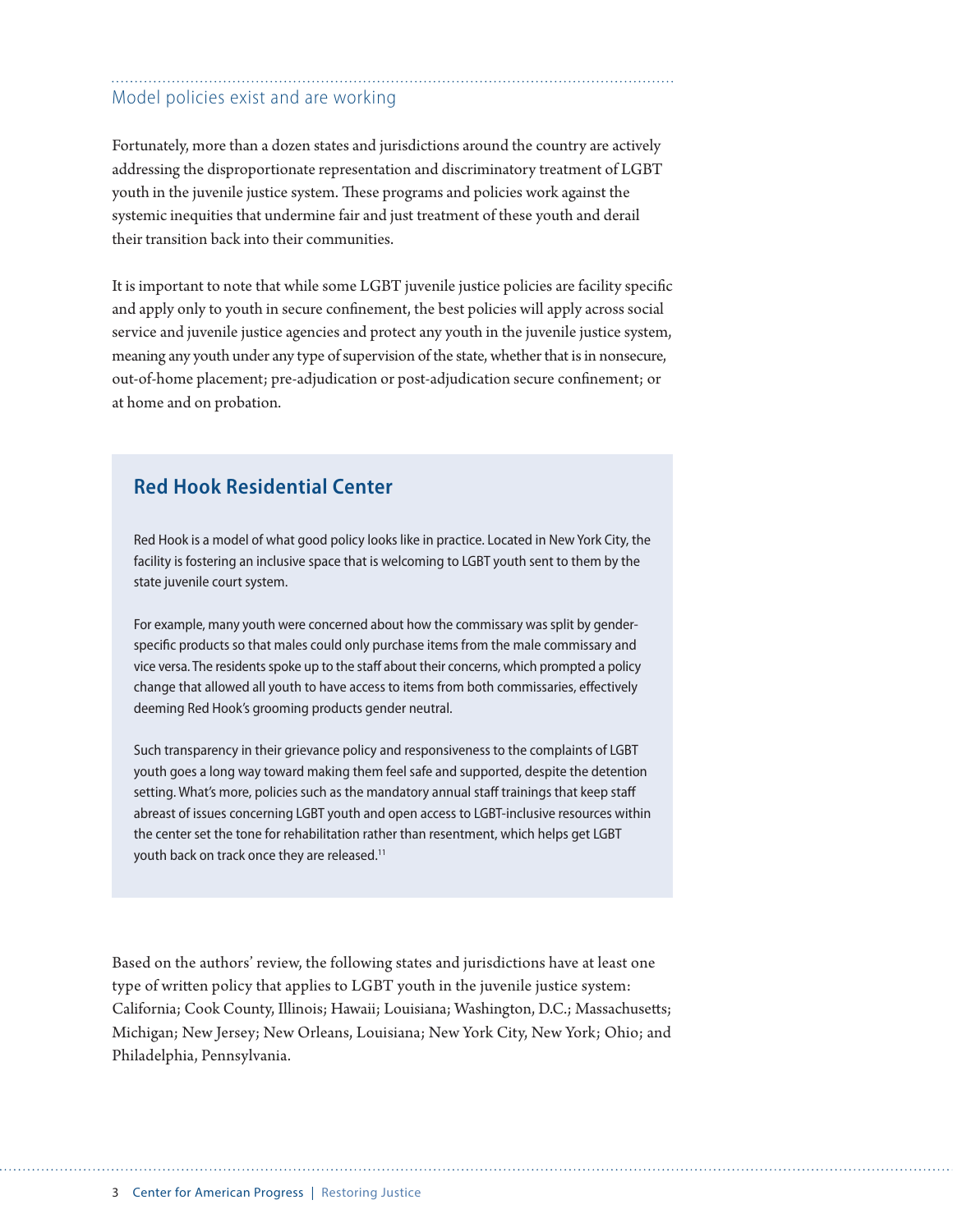## Model policies exist and are working

Fortunately, more than a dozen states and jurisdictions around the country are actively addressing the disproportionate representation and discriminatory treatment of LGBT youth in the juvenile justice system. These programs and policies work against the systemic inequities that undermine fair and just treatment of these youth and derail their transition back into their communities.

It is important to note that while some LGBT juvenile justice policies are facility specific and apply only to youth in secure confinement, the best policies will apply across social service and juvenile justice agencies and protect any youth in the juvenile justice system, meaning any youth under any type of supervision of the state, whether that is in nonsecure, out-of-home placement; pre-adjudication or post-adjudication secure confinement; or at home and on probation.

### Red Hook Residential Center

Red Hook is a model of what good policy looks like in practice. Located in New York City, the facility is fostering an inclusive space that is welcoming to LGBT youth sent to them by the state juvenile court system.

For example, many youth were concerned about how the commissary was split by gender-specific products so that males could only purchase items from the male commissary and vice versa. The residents spoke up to the staff about their concerns, which prompted a policy change that allowed all youth to have access to items from both commissaries, effectively deeming Red Hook's grooming products gender neutral.

Such transparency in their grievance policy and responsiveness to the complaints of LGBT youth goes a long way toward making them feel safe and supported, despite the detention setting. What's more, policies such as the mandatory annual staff trainings that keep staff abreast of issues concerning LGBT youth and open access to LGBT-inclusive resources within the center set the tone for rehabilitation rather than resentment, which helps get LGBT youth back on track once they are released.[11]

Based on the authors' review, the following states and jurisdictions have at least one type of written policy that applies to LGBT youth in the juvenile justice system: California; Cook County, Illinois; Hawaii; Louisiana; Washington, D.C.; Massachusetts; Michigan; New Jersey; New Orleans, Louisiana; New York City, New York; Ohio; and Philadelphia, Pennsylvania.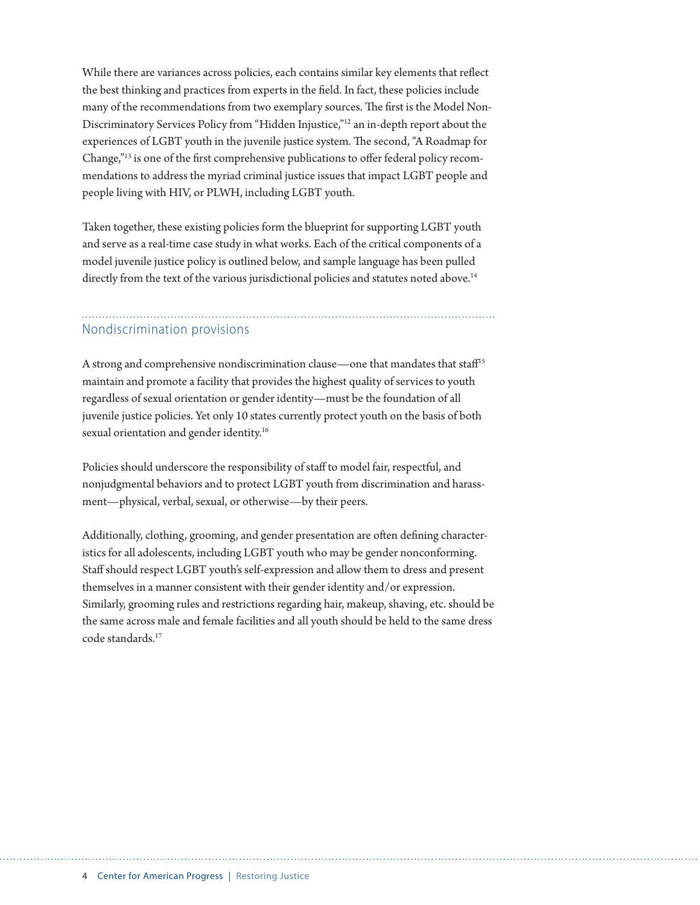While there are variances across policies, each contains similar key elements that reflect the best thinking and practices from experts in the field. In fact, these policies include many of the recommendations from two exemplary sources. The first is the Model Non-Discriminatory Services Policy from "Hidden Injustice,"[12] an in-depth report about the experiences of LGBT youth in the juvenile justice system. The second, "A Roadmap for Change,"[13] is one of the first comprehensive publications to offer federal policy recommendations to address the myriad criminal justice issues that impact LGBT people and people living with HIV, or PLWH, including LGBT youth.

Taken together, these existing policies form the blueprint for supporting LGBT youth and serve as a real-time case study in what works. Each of the critical components of a model juvenile justice policy is outlined below, and sample language has been pulled directly from the text of the various jurisdictional policies and statutes noted above.[14]

## Nondiscrimination provisions

A strong and comprehensive nondiscrimination clause—one that mandates that staff[15] maintain and promote a facility that provides the highest quality of services to youth regardless of sexual orientation or gender identity—must be the foundation of all juvenile justice policies. Yet only 10 states currently protect youth on the basis of both sexual orientation and gender identity.[16]

Policies should underscore the responsibility of staff to model fair, respectful, and nonjudgmental behaviors and to protect LGBT youth from discrimination and harassment—physical, verbal, sexual, or otherwise—by their peers.

Additionally, clothing, grooming, and gender presentation are often defining characteristics for all adolescents, including LGBT youth who may be gender nonconforming. Staff should respect LGBT youth's self-expression and allow them to dress and present themselves in a manner consistent with their gender identity and/or expression. Similarly, grooming rules and restrictions regarding hair, makeup, shaving, etc. should be the same across male and female facilities and all youth should be held to the same dress code standards.[17]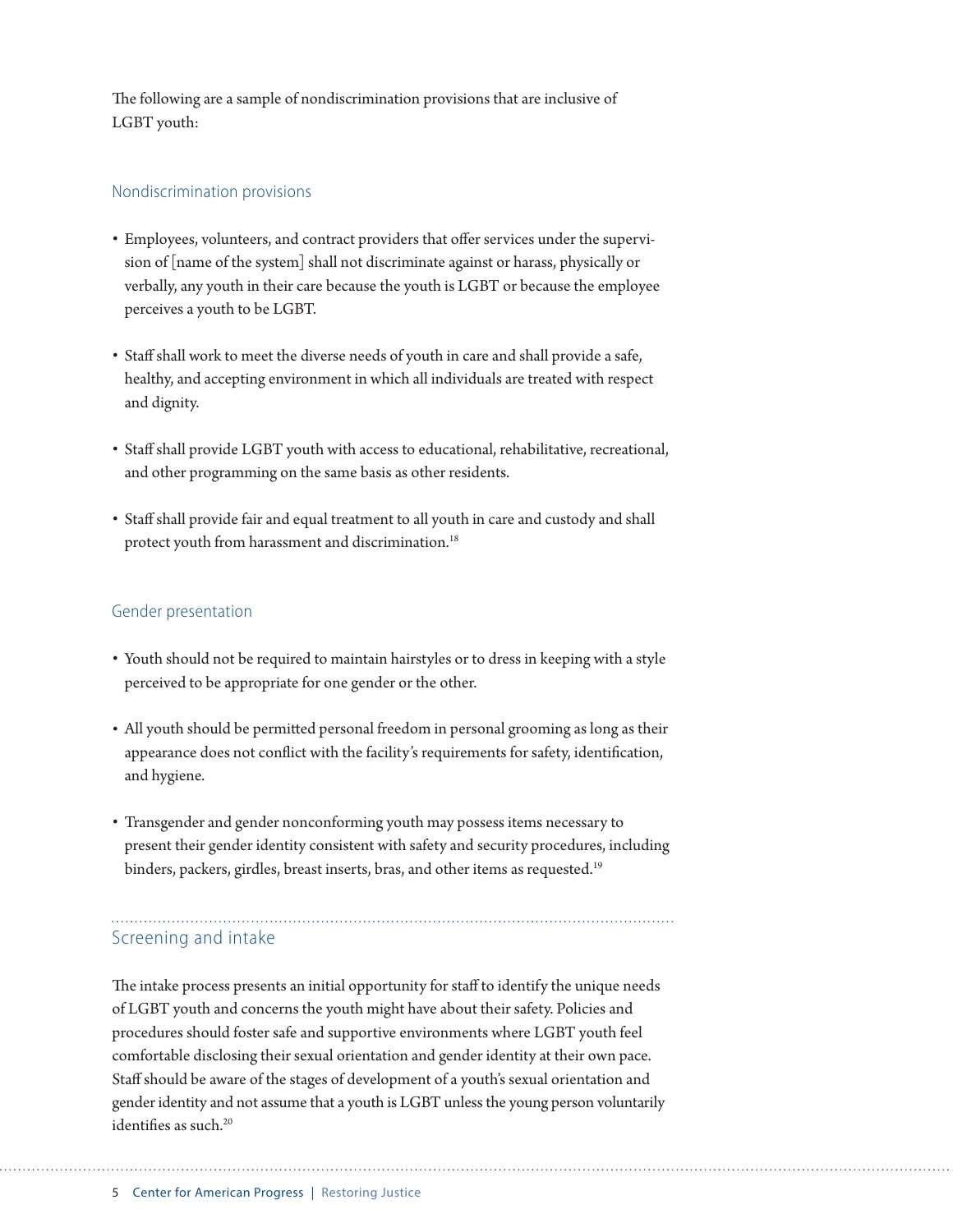The following are a sample of nondiscrimination provisions that are inclusive of LGBT youth:

### Nondiscrimination provisions

- Employees, volunteers, and contract providers that offer services under the supervision of [name of the system] shall not discriminate against or harass, physically or verbally, any youth in their care because the youth is LGBT or because the employee perceives a youth to be LGBT.
- Staff shall work to meet the diverse needs of youth in care and shall provide a safe, healthy, and accepting environment in which all individuals are treated with respect and dignity.
- Staff shall provide LGBT youth with access to educational, rehabilitative, recreational, and other programming on the same basis as other residents.
- Staff shall provide fair and equal treatment to all youth in care and custody and shall protect youth from harassment and discrimination.[18]

### Gender presentation

- Youth should not be required to maintain hairstyles or to dress in keeping with a style perceived to be appropriate for one gender or the other.
- All youth should be permitted personal freedom in personal grooming as long as their appearance does not conflict with the facility's requirements for safety, identification, and hygiene.
- Transgender and gender nonconforming youth may possess items necessary to present their gender identity consistent with safety and security procedures, including binders, packers, girdles, breast inserts, bras, and other items as requested.[19]

## Screening and intake

The intake process presents an initial opportunity for staff to identify the unique needs of LGBT youth and concerns the youth might have about their safety. Policies and procedures should foster safe and supportive environments where LGBT youth feel comfortable disclosing their sexual orientation and gender identity at their own pace. Staff should be aware of the stages of development of a youth's sexual orientation and gender identity and not assume that a youth is LGBT unless the young person voluntarily identifies as such.[20]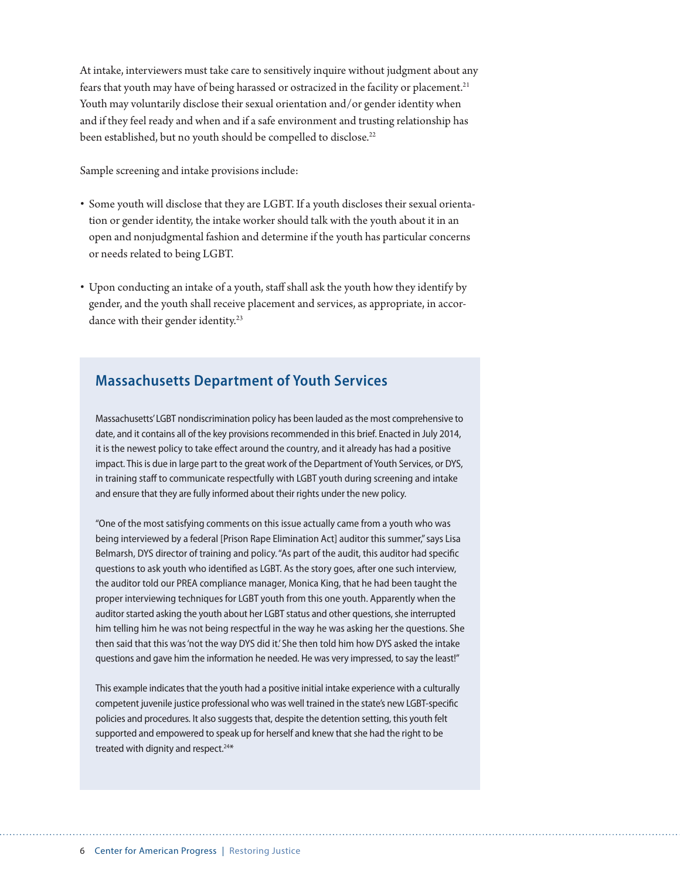At intake, interviewers must take care to sensitively inquire without judgment about any fears that youth may have of being harassed or ostracized in the facility or placement.[21] Youth may voluntarily disclose their sexual orientation and/or gender identity when and if they feel ready and when and if a safe environment and trusting relationship has been established, but no youth should be compelled to disclose.[22]

Sample screening and intake provisions include:

- Some youth will disclose that they are LGBT. If a youth discloses their sexual orientation or gender identity, the intake worker should talk with the youth about it in an open and nonjudgmental fashion and determine if the youth has particular concerns or needs related to being LGBT.
- Upon conducting an intake of a youth, staff shall ask the youth how they identify by gender, and the youth shall receive placement and services, as appropriate, in accordance with their gender identity.[23]

## Massachusetts Department of Youth Services

Massachusetts' LGBT nondiscrimination policy has been lauded as the most comprehensive to date, and it contains all of the key provisions recommended in this brief. Enacted in July 2014, it is the newest policy to take effect around the country, and it already has had a positive impact. This is due in large part to the great work of the Department of Youth Services, or DYS, in training staff to communicate respectfully with LGBT youth during screening and intake and ensure that they are fully informed about their rights under the new policy.

"One of the most satisfying comments on this issue actually came from a youth who was being interviewed by a federal [Prison Rape Elimination Act] auditor this summer," says Lisa Belmarsh, DYS director of training and policy. "As part of the audit, this auditor had specific questions to ask youth who identified as LGBT. As the story goes, after one such interview, the auditor told our PREA compliance manager, Monica King, that he had been taught the proper interviewing techniques for LGBT youth from this one youth. Apparently when the auditor started asking the youth about her LGBT status and other questions, she interrupted him telling him he was not being respectful in the way he was asking her the questions. She then said that this was 'not the way DYS did it.' She then told him how DYS asked the intake questions and gave him the information he needed. He was very impressed, to say the least!"

This example indicates that the youth had a positive initial intake experience with a culturally competent juvenile justice professional who was well trained in the state's new LGBT-specific policies and procedures. It also suggests that, despite the detention setting, this youth felt supported and empowered to speak up for herself and knew that she had the right to be treated with dignity and respect.[24]*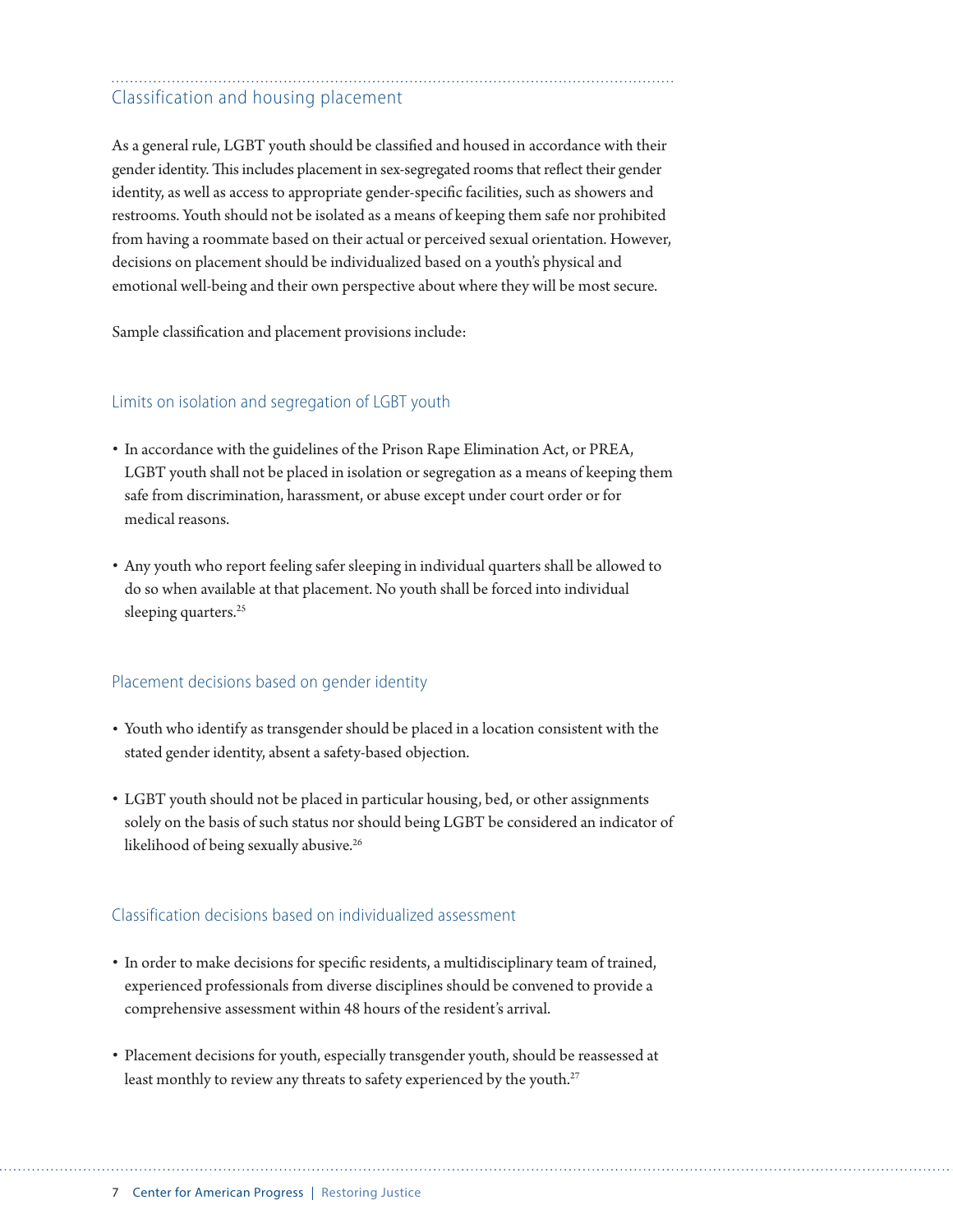## Classification and housing placement

As a general rule, LGBT youth should be classified and housed in accordance with their gender identity. This includes placement in sex-segregated rooms that reflect their gender identity, as well as access to appropriate gender-specific facilities, such as showers and restrooms. Youth should not be isolated as a means of keeping them safe nor prohibited from having a roommate based on their actual or perceived sexual orientation. However, decisions on placement should be individualized based on a youth's physical and emotional well-being and their own perspective about where they will be most secure.

Sample classification and placement provisions include:

### Limits on isolation and segregation of LGBT youth

- In accordance with the guidelines of the Prison Rape Elimination Act, or PREA, LGBT youth shall not be placed in isolation or segregation as a means of keeping them safe from discrimination, harassment, or abuse except under court order or for medical reasons.
- Any youth who report feeling safer sleeping in individual quarters shall be allowed to do so when available at that placement. No youth shall be forced into individual sleeping quarters.[25]

### Placement decisions based on gender identity

- Youth who identify as transgender should be placed in a location consistent with the stated gender identity, absent a safety-based objection.
- LGBT youth should not be placed in particular housing, bed, or other assignments solely on the basis of such status nor should being LGBT be considered an indicator of likelihood of being sexually abusive.[26]

### Classification decisions based on individualized assessment

- In order to make decisions for specific residents, a multidisciplinary team of trained, experienced professionals from diverse disciplines should be convened to provide a comprehensive assessment within 48 hours of the resident's arrival.
- Placement decisions for youth, especially transgender youth, should be reassessed at least monthly to review any threats to safety experienced by the youth.[27]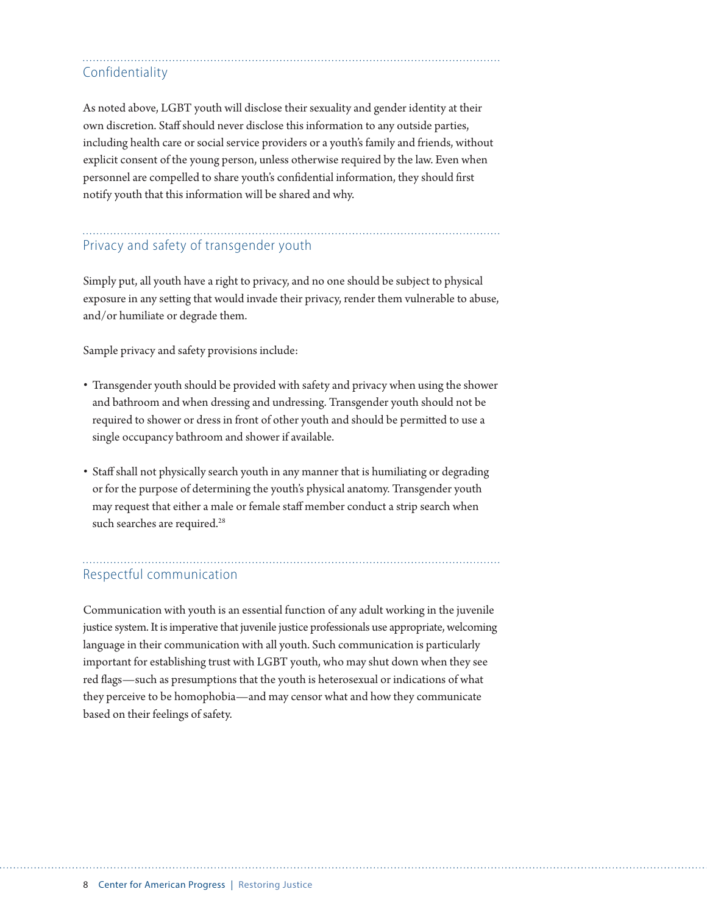## Confidentiality

As noted above, LGBT youth will disclose their sexuality and gender identity at their own discretion. Staff should never disclose this information to any outside parties, including health care or social service providers or a youth's family and friends, without explicit consent of the young person, unless otherwise required by the law. Even when personnel are compelled to share youth's confidential information, they should first notify youth that this information will be shared and why.

## Privacy and safety of transgender youth

Simply put, all youth have a right to privacy, and no one should be subject to physical exposure in any setting that would invade their privacy, render them vulnerable to abuse, and/or humiliate or degrade them.

Sample privacy and safety provisions include:

- Transgender youth should be provided with safety and privacy when using the shower and bathroom and when dressing and undressing. Transgender youth should not be required to shower or dress in front of other youth and should be permitted to use a single occupancy bathroom and shower if available.

- Staff shall not physically search youth in any manner that is humiliating or degrading or for the purpose of determining the youth's physical anatomy. Transgender youth may request that either a male or female staff member conduct a strip search when such searches are required.[28]

## Respectful communication

Communication with youth is an essential function of any adult working in the juvenile justice system. It is imperative that juvenile justice professionals use appropriate, welcoming language in their communication with all youth. Such communication is particularly important for establishing trust with LGBT youth, who may shut down when they see red flags—such as presumptions that the youth is heterosexual or indications of what they perceive to be homophobia—and may censor what and how they communicate based on their feelings of safety.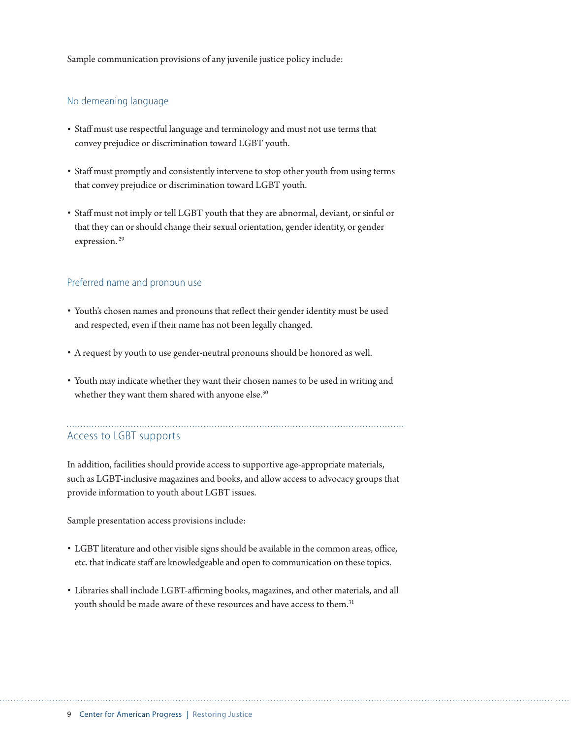Sample communication provisions of any juvenile justice policy include:

### No demeaning language

- Staff must use respectful language and terminology and must not use terms that convey prejudice or discrimination toward LGBT youth.
- Staff must promptly and consistently intervene to stop other youth from using terms that convey prejudice or discrimination toward LGBT youth.
- Staff must not imply or tell LGBT youth that they are abnormal, deviant, or sinful or that they can or should change their sexual orientation, gender identity, or gender expression. [29]

### Preferred name and pronoun use

- Youth's chosen names and pronouns that reflect their gender identity must be used and respected, even if their name has not been legally changed.
- A request by youth to use gender-neutral pronouns should be honored as well.
- Youth may indicate whether they want their chosen names to be used in writing and whether they want them shared with anyone else.[30]

## Access to LGBT supports

In addition, facilities should provide access to supportive age-appropriate materials, such as LGBT-inclusive magazines and books, and allow access to advocacy groups that provide information to youth about LGBT issues.

Sample presentation access provisions include:

- LGBT literature and other visible signs should be available in the common areas, office, etc. that indicate staff are knowledgeable and open to communication on these topics.
- Libraries shall include LGBT-affirming books, magazines, and other materials, and all youth should be made aware of these resources and have access to them.[31]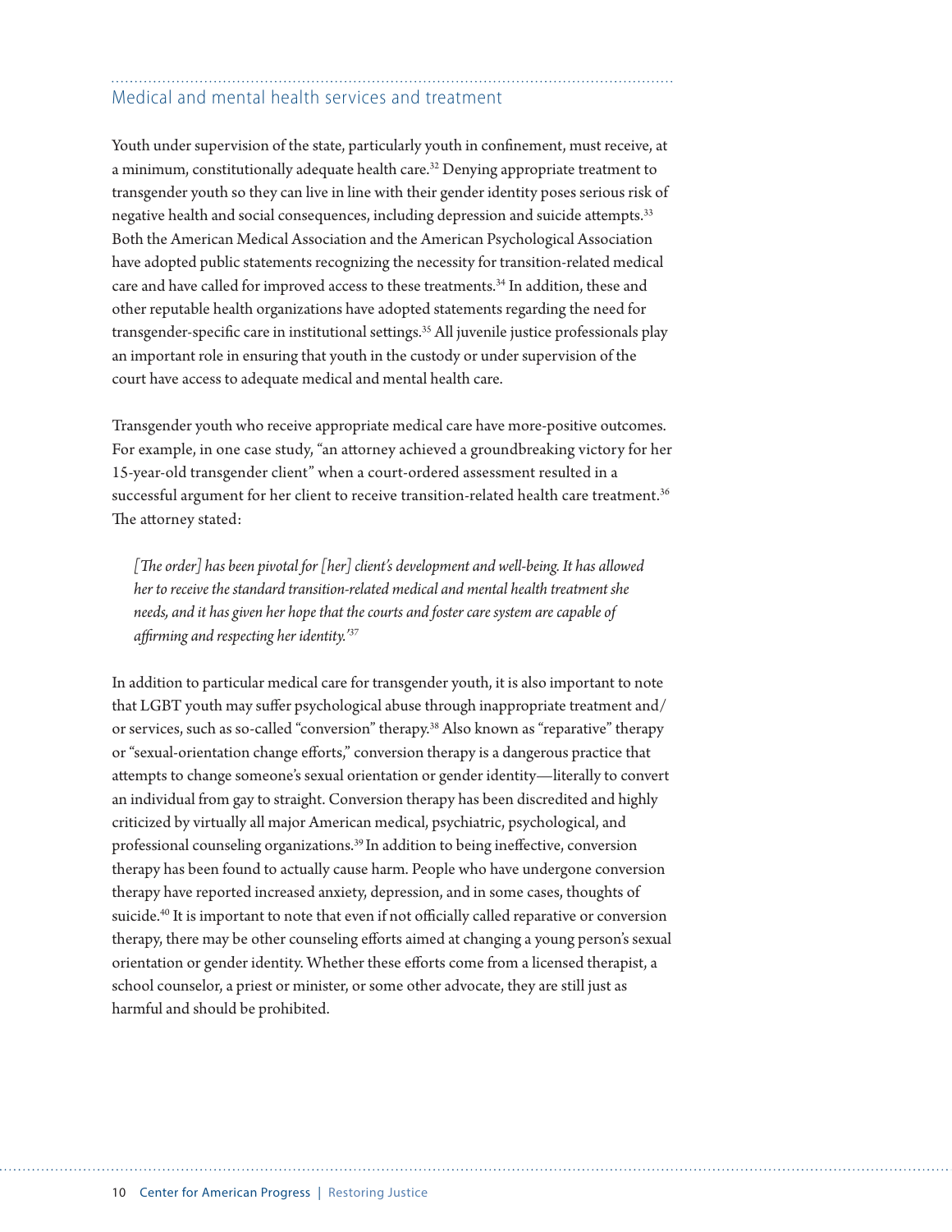## Medical and mental health services and treatment

Youth under supervision of the state, particularly youth in confinement, must receive, at a minimum, constitutionally adequate health care.[32] Denying appropriate treatment to transgender youth so they can live in line with their gender identity poses serious risk of negative health and social consequences, including depression and suicide attempts.[33] Both the American Medical Association and the American Psychological Association have adopted public statements recognizing the necessity for transition-related medical care and have called for improved access to these treatments.[34] In addition, these and other reputable health organizations have adopted statements regarding the need for transgender-specific care in institutional settings.[35] All juvenile justice professionals play an important role in ensuring that youth in the custody or under supervision of the court have access to adequate medical and mental health care.

Transgender youth who receive appropriate medical care have more-positive outcomes. For example, in one case study, "an attorney achieved a groundbreaking victory for her 15-year-old transgender client" when a court-ordered assessment resulted in a successful argument for her client to receive transition-related health care treatment.[36] The attorney stated:

> *[The order] has been pivotal for [her] client's development and well-being. It has allowed her to receive the standard transition-related medical and mental health treatment she needs, and it has given her hope that the courts and foster care system are capable of affirming and respecting her identity.'*[37]

In addition to particular medical care for transgender youth, it is also important to note that LGBT youth may suffer psychological abuse through inappropriate treatment and/or services, such as so-called "conversion" therapy.[38] Also known as "reparative" therapy or "sexual-orientation change efforts," conversion therapy is a dangerous practice that attempts to change someone's sexual orientation or gender identity—literally to convert an individual from gay to straight. Conversion therapy has been discredited and highly criticized by virtually all major American medical, psychiatric, psychological, and professional counseling organizations.[39] In addition to being ineffective, conversion therapy has been found to actually cause harm. People who have undergone conversion therapy have reported increased anxiety, depression, and in some cases, thoughts of suicide.[40] It is important to note that even if not officially called reparative or conversion therapy, there may be other counseling efforts aimed at changing a young person's sexual orientation or gender identity. Whether these efforts come from a licensed therapist, a school counselor, a priest or minister, or some other advocate, they are still just as harmful and should be prohibited.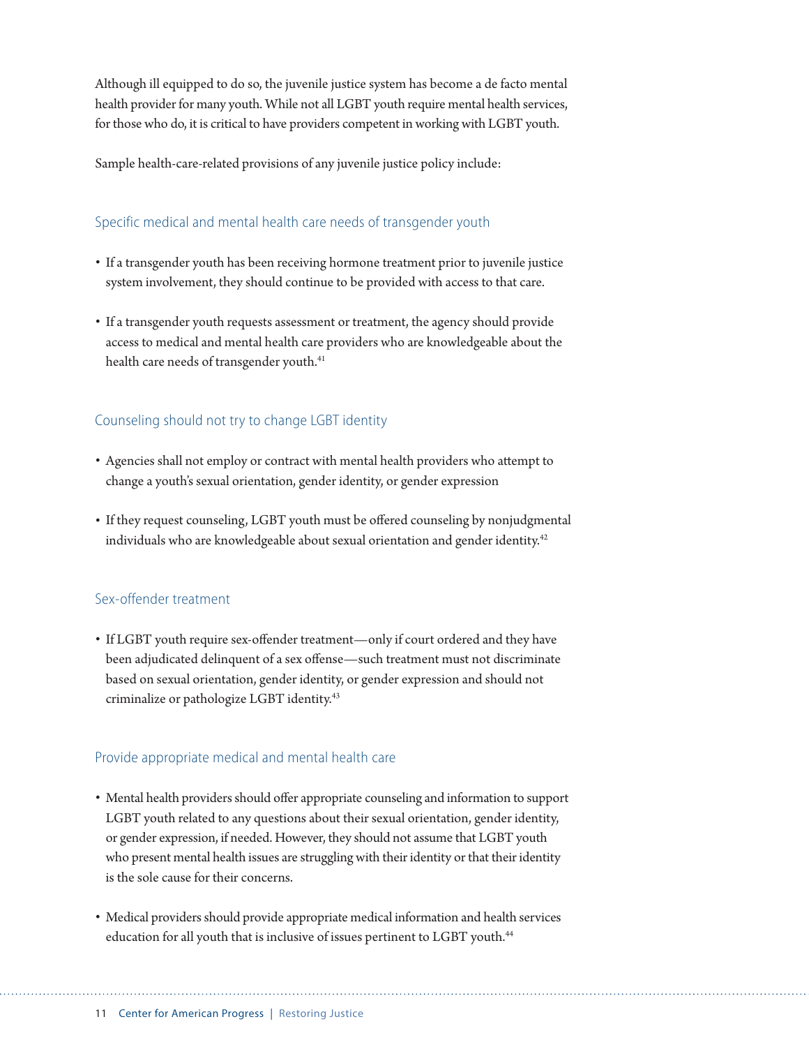Although ill equipped to do so, the juvenile justice system has become a de facto mental health provider for many youth. While not all LGBT youth require mental health services, for those who do, it is critical to have providers competent in working with LGBT youth.

Sample health-care-related provisions of any juvenile justice policy include:

### Specific medical and mental health care needs of transgender youth

- If a transgender youth has been receiving hormone treatment prior to juvenile justice system involvement, they should continue to be provided with access to that care.
- If a transgender youth requests assessment or treatment, the agency should provide access to medical and mental health care providers who are knowledgeable about the health care needs of transgender youth.[41]

### Counseling should not try to change LGBT identity

- Agencies shall not employ or contract with mental health providers who attempt to change a youth's sexual orientation, gender identity, or gender expression
- If they request counseling, LGBT youth must be offered counseling by nonjudgmental individuals who are knowledgeable about sexual orientation and gender identity.[42]

### Sex-offender treatment

- If LGBT youth require sex-offender treatment—only if court ordered and they have been adjudicated delinquent of a sex offense—such treatment must not discriminate based on sexual orientation, gender identity, or gender expression and should not criminalize or pathologize LGBT identity.[43]

### Provide appropriate medical and mental health care

- Mental health providers should offer appropriate counseling and information to support LGBT youth related to any questions about their sexual orientation, gender identity, or gender expression, if needed. However, they should not assume that LGBT youth who present mental health issues are struggling with their identity or that their identity is the sole cause for their concerns.
- Medical providers should provide appropriate medical information and health services education for all youth that is inclusive of issues pertinent to LGBT youth.[44]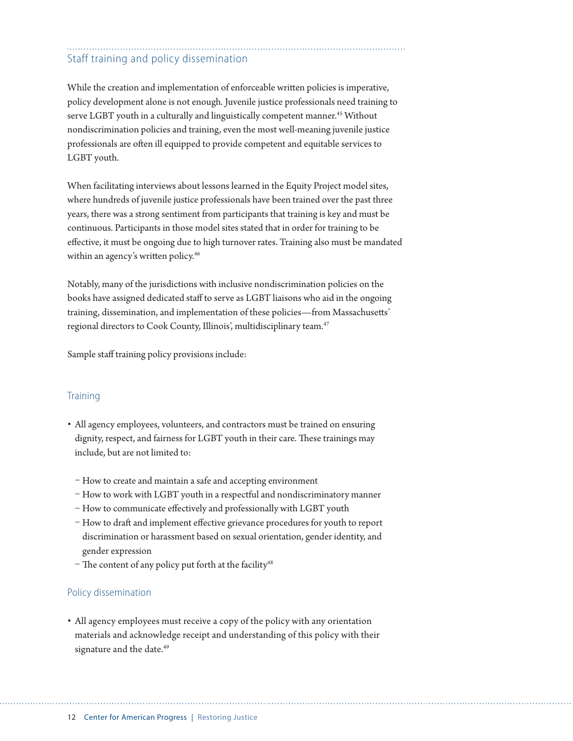## Staff training and policy dissemination

While the creation and implementation of enforceable written policies is imperative, policy development alone is not enough. Juvenile justice professionals need training to serve LGBT youth in a culturally and linguistically competent manner.[45] Without nondiscrimination policies and training, even the most well-meaning juvenile justice professionals are often ill equipped to provide competent and equitable services to LGBT youth.

When facilitating interviews about lessons learned in the Equity Project model sites, where hundreds of juvenile justice professionals have been trained over the past three years, there was a strong sentiment from participants that training is key and must be continuous. Participants in those model sites stated that in order for training to be effective, it must be ongoing due to high turnover rates. Training also must be mandated within an agency's written policy.[46]

Notably, many of the jurisdictions with inclusive nondiscrimination policies on the books have assigned dedicated staff to serve as LGBT liaisons who aid in the ongoing training, dissemination, and implementation of these policies—from Massachusetts' regional directors to Cook County, Illinois', multidisciplinary team.[47]

Sample staff training policy provisions include:

### Training

- All agency employees, volunteers, and contractors must be trained on ensuring dignity, respect, and fairness for LGBT youth in their care. These trainings may include, but are not limited to:
  - How to create and maintain a safe and accepting environment
  - How to work with LGBT youth in a respectful and nondiscriminatory manner
  - How to communicate effectively and professionally with LGBT youth
  - How to draft and implement effective grievance procedures for youth to report discrimination or harassment based on sexual orientation, gender identity, and gender expression
  - The content of any policy put forth at the facility[48]

### Policy dissemination

- All agency employees must receive a copy of the policy with any orientation materials and acknowledge receipt and understanding of this policy with their signature and the date.[49]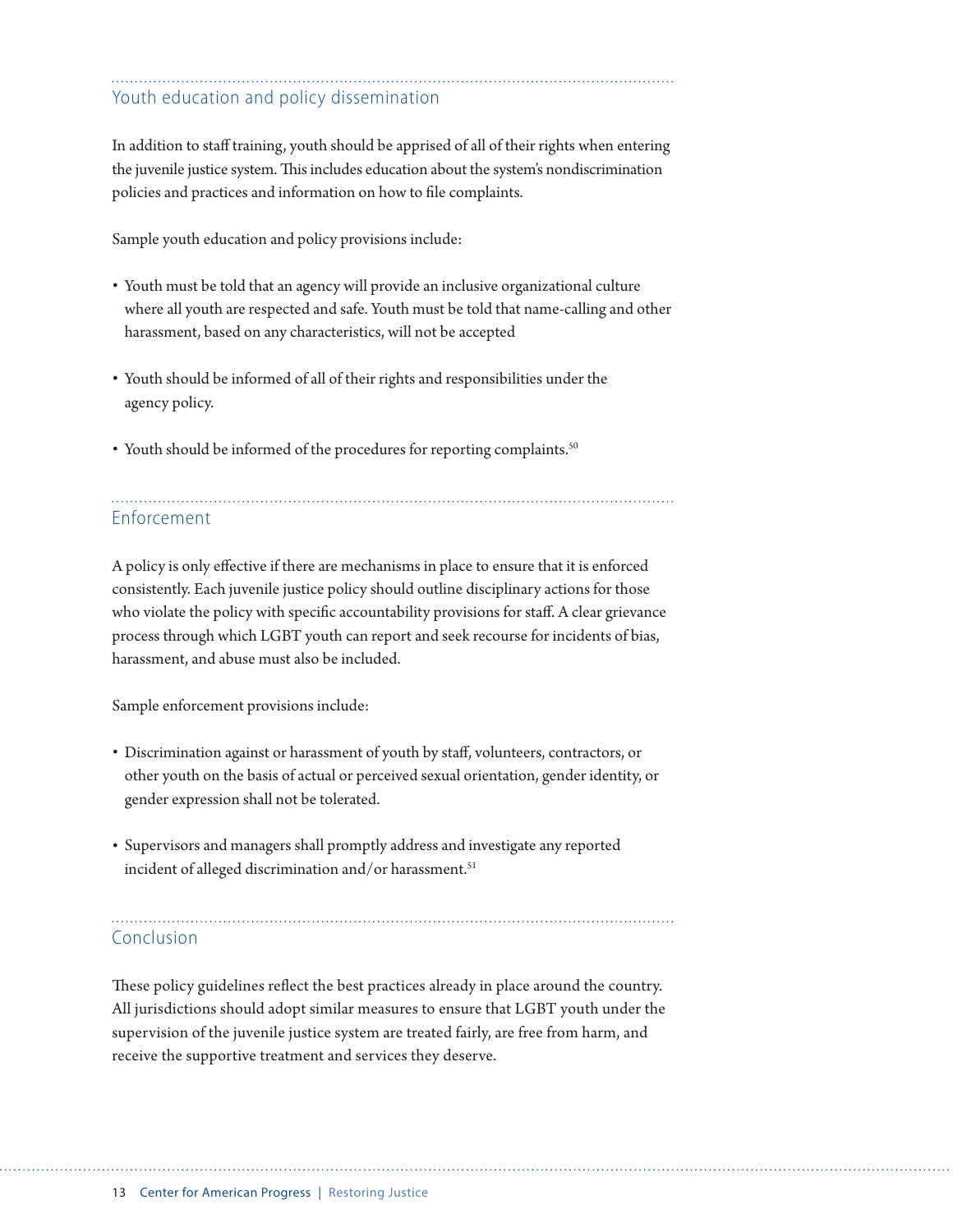## Youth education and policy dissemination

In addition to staff training, youth should be apprised of all of their rights when entering the juvenile justice system. This includes education about the system's nondiscrimination policies and practices and information on how to file complaints.

Sample youth education and policy provisions include:

- Youth must be told that an agency will provide an inclusive organizational culture where all youth are respected and safe. Youth must be told that name-calling and other harassment, based on any characteristics, will not be accepted
- Youth should be informed of all of their rights and responsibilities under the agency policy.
- Youth should be informed of the procedures for reporting complaints.[50]

## Enforcement

A policy is only effective if there are mechanisms in place to ensure that it is enforced consistently. Each juvenile justice policy should outline disciplinary actions for those who violate the policy with specific accountability provisions for staff. A clear grievance process through which LGBT youth can report and seek recourse for incidents of bias, harassment, and abuse must also be included.

Sample enforcement provisions include:

- Discrimination against or harassment of youth by staff, volunteers, contractors, or other youth on the basis of actual or perceived sexual orientation, gender identity, or gender expression shall not be tolerated.
- Supervisors and managers shall promptly address and investigate any reported incident of alleged discrimination and/or harassment.[51]

## Conclusion

These policy guidelines reflect the best practices already in place around the country. All jurisdictions should adopt similar measures to ensure that LGBT youth under the supervision of the juvenile justice system are treated fairly, are free from harm, and receive the supportive treatment and services they deserve.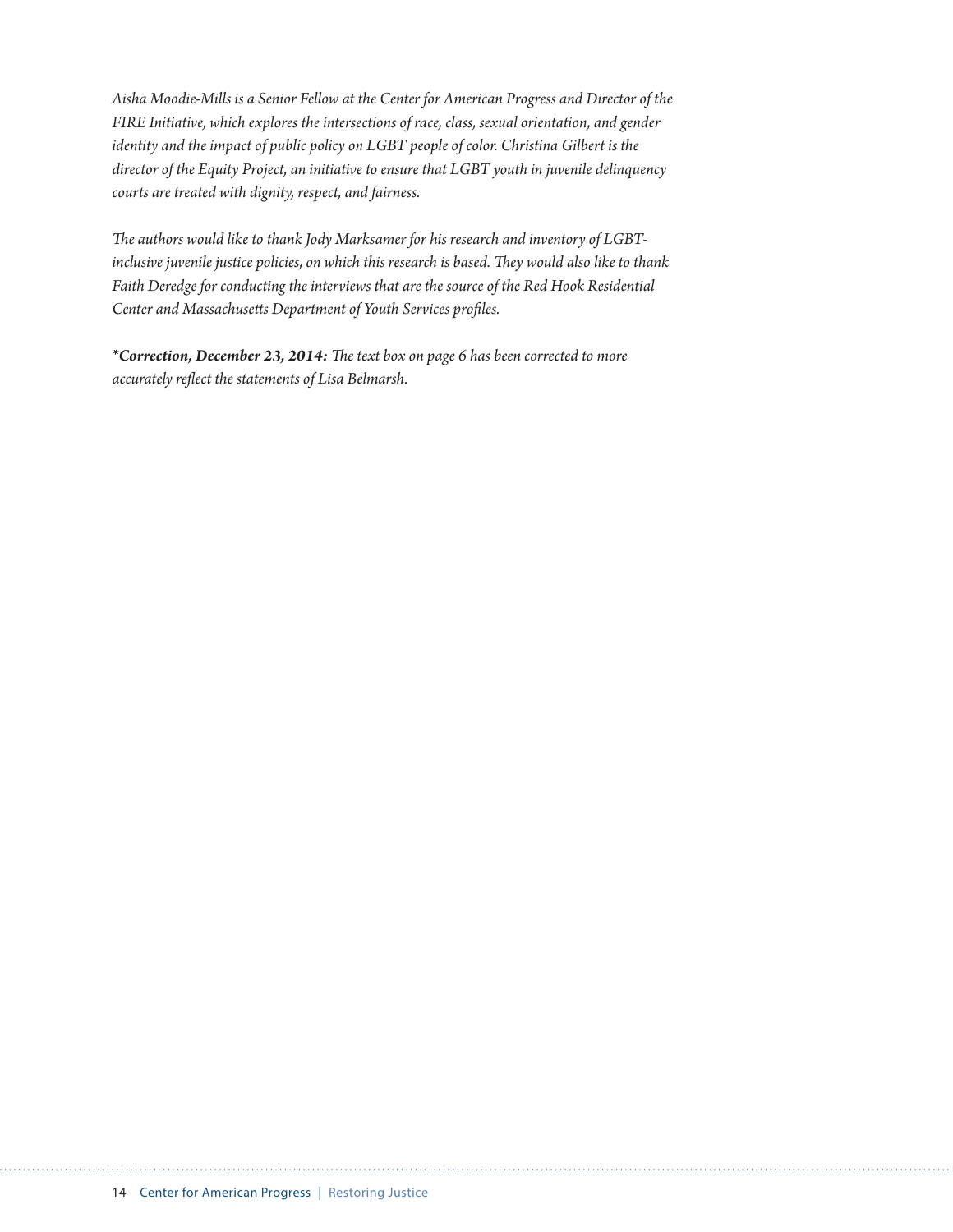*Aisha Moodie-Mills is a Senior Fellow at the Center for American Progress and Director of the FIRE Initiative, which explores the intersections of race, class, sexual orientation, and gender identity and the impact of public policy on LGBT people of color. Christina Gilbert is the director of the Equity Project, an initiative to ensure that LGBT youth in juvenile delinquency courts are treated with dignity, respect, and fairness.*

*The authors would like to thank Jody Marksamer for his research and inventory of LGBT-inclusive juvenile justice policies, on which this research is based. They would also like to thank Faith Deredge for conducting the interviews that are the source of the Red Hook Residential Center and Massachusetts Department of Youth Services profiles.*

***Correction, December 23, 2014:** The text box on page 6 has been corrected to more accurately reflect the statements of Lisa Belmarsh.*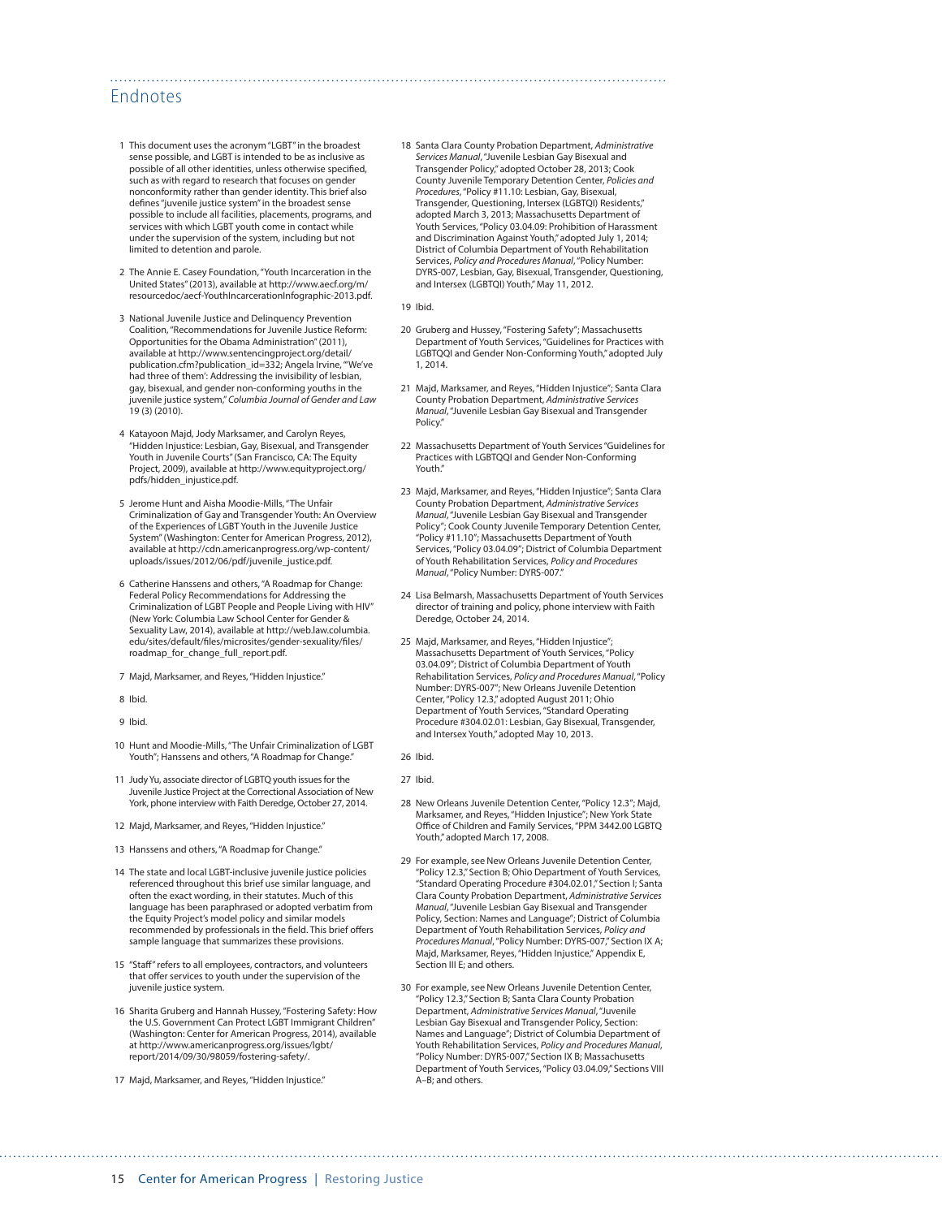## Endnotes

1 This document uses the acronym "LGBT" in the broadest sense possible, and LGBT is intended to be as inclusive as possible of all other identities, unless otherwise specified, such as with regard to research that focuses on gender nonconformity rather than gender identity. This brief also defines "juvenile justice system" in the broadest sense possible to include all facilities, placements, programs, and services with which LGBT youth come in contact while under the supervision of the system, including but not limited to detention and parole.

2 The Annie E. Casey Foundation, "Youth Incarceration in the United States" (2013), available at http://www.aecf.org/m/resourcedoc/aecf-YouthIncarcerationInfographic-2013.pdf.

3 National Juvenile Justice and Delinquency Prevention Coalition, "Recommendations for Juvenile Justice Reform: Opportunities for the Obama Administration" (2011), available at http://www.sentencingproject.org/detail/publication.cfm?publication_id=332; Angela Irvine, "'We've had three of them': Addressing the invisibility of lesbian, gay, bisexual, and gender non-conforming youths in the juvenile justice system," *Columbia Journal of Gender and Law* 19 (3) (2010).

4 Katayoon Majd, Jody Marksamer, and Carolyn Reyes, "Hidden Injustice: Lesbian, Gay, Bisexual, and Transgender Youth in Juvenile Courts" (San Francisco, CA: The Equity Project, 2009), available at http://www.equityproject.org/pdfs/hidden_injustice.pdf.

5 Jerome Hunt and Aisha Moodie-Mills, "The Unfair Criminalization of Gay and Transgender Youth: An Overview of the Experiences of LGBT Youth in the Juvenile Justice System" (Washington: Center for American Progress, 2012), available at http://cdn.americanprogress.org/wp-content/uploads/issues/2012/06/pdf/juvenile_justice.pdf.

6 Catherine Hanssens and others, "A Roadmap for Change: Federal Policy Recommendations for Addressing the Criminalization of LGBT People and People Living with HIV" (New York: Columbia Law School Center for Gender & Sexuality Law, 2014), available at http://web.law.columbia.edu/sites/default/files/microsites/gender-sexuality/files/roadmap_for_change_full_report.pdf.

7 Majd, Marksamer, and Reyes, "Hidden Injustice."

8 Ibid.

9 Ibid.

10 Hunt and Moodie-Mills, "The Unfair Criminalization of LGBT Youth"; Hanssens and others, "A Roadmap for Change."

11 Judy Yu, associate director of LGBTQ youth issues for the Juvenile Justice Project at the Correctional Association of New York, phone interview with Faith Deredge, October 27, 2014.

12 Majd, Marksamer, and Reyes, "Hidden Injustice."

13 Hanssens and others, "A Roadmap for Change."

14 The state and local LGBT-inclusive juvenile justice policies referenced throughout this brief use similar language, and often the exact wording, in their statutes. Much of this language has been paraphrased or adopted verbatim from the Equity Project's model policy and similar models recommended by professionals in the field. This brief offers sample language that summarizes these provisions.

15 "Staff" refers to all employees, contractors, and volunteers that offer services to youth under the supervision of the juvenile justice system.

16 Sharita Gruberg and Hannah Hussey, "Fostering Safety: How the U.S. Government Can Protect LGBT Immigrant Children" (Washington: Center for American Progress, 2014), available at http://www.americanprogress.org/issues/lgbt/report/2014/09/30/98059/fostering-safety/.

17 Majd, Marksamer, and Reyes, "Hidden Injustice."

18 Santa Clara County Probation Department, *Administrative Services Manual*, "Juvenile Lesbian Gay Bisexual and Transgender Policy," adopted October 28, 2013; Cook County Juvenile Temporary Detention Center, *Policies and Procedures*, "Policy #11.10: Lesbian, Gay, Bisexual, Transgender, Questioning, Intersex (LGBTQI) Residents," adopted March 3, 2013; Massachusetts Department of Youth Services, "Policy 03.04.09: Prohibition of Harassment and Discrimination Against Youth," adopted July 1, 2014; District of Columbia Department of Youth Rehabilitation Services, *Policy and Procedures Manual*, "Policy Number: DYRS-007, Lesbian, Gay, Bisexual, Transgender, Questioning, and Intersex (LGBTQI) Youth," May 11, 2012.

19 Ibid.

20 Gruberg and Hussey, "Fostering Safety"; Massachusetts Department of Youth Services, "Guidelines for Practices with LGBTQQI and Gender Non-Conforming Youth," adopted July 1, 2014.

21 Majd, Marksamer, and Reyes, "Hidden Injustice"; Santa Clara County Probation Department, *Administrative Services Manual*, "Juvenile Lesbian Gay Bisexual and Transgender Policy."

22 Massachusetts Department of Youth Services "Guidelines for Practices with LGBTQQI and Gender Non-Conforming Youth."

23 Majd, Marksamer, and Reyes, "Hidden Injustice"; Santa Clara County Probation Department, *Administrative Services Manual*, "Juvenile Lesbian Gay Bisexual and Transgender Policy"; Cook County Juvenile Temporary Detention Center, "Policy #11.10"; Massachusetts Department of Youth Services, "Policy 03.04.09"; District of Columbia Department of Youth Rehabilitation Services, *Policy and Procedures Manual*, "Policy Number: DYRS-007."

24 Lisa Belmarsh, Massachusetts Department of Youth Services director of training and policy, phone interview with Faith Deredge, October 24, 2014.

25 Majd, Marksamer, and Reyes, "Hidden Injustice"; Massachusetts Department of Youth Services, "Policy 03.04.09"; District of Columbia Department of Youth Rehabilitation Services, *Policy and Procedures Manual*, "Policy Number: DYRS-007"; New Orleans Juvenile Detention Center, "Policy 12.3," adopted August 2011; Ohio Department of Youth Services, "Standard Operating Procedure #304.02.01: Lesbian, Gay Bisexual, Transgender, and Intersex Youth," adopted May 10, 2013.

26 Ibid.

27 Ibid.

28 New Orleans Juvenile Detention Center, "Policy 12.3"; Majd, Marksamer, and Reyes, "Hidden Injustice"; New York State Office of Children and Family Services, "PPM 3442.00 LGBTQ Youth," adopted March 17, 2008.

29 For example, see New Orleans Juvenile Detention Center, "Policy 12.3," Section B; Ohio Department of Youth Services, "Standard Operating Procedure #304.02.01," Section I; Santa Clara County Probation Department, *Administrative Services Manual*, "Juvenile Lesbian Gay Bisexual and Transgender Policy, Section: Names and Language"; District of Columbia Department of Youth Rehabilitation Services, *Policy and Procedures Manual*, "Policy Number: DYRS-007," Section IX A; Majd, Marksamer, Reyes, "Hidden Injustice," Appendix E, Section III E; and others.

30 For example, see New Orleans Juvenile Detention Center, "Policy 12.3," Section B; Santa Clara County Probation Department, *Administrative Services Manual*, "Juvenile Lesbian Gay Bisexual and Transgender Policy, Section: Names and Language"; District of Columbia Department of Youth Rehabilitation Services, *Policy and Procedures Manual*, "Policy Number: DYRS-007," Section IX B; Massachusetts Department of Youth Services, "Policy 03.04.09," Sections VIII A–B; and others.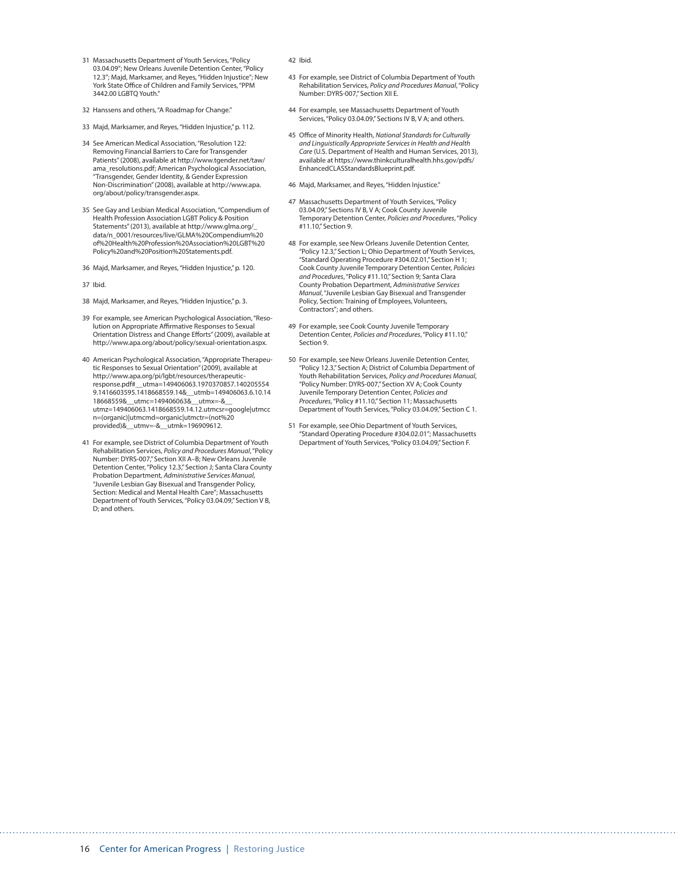31 Massachusetts Department of Youth Services, "Policy 03.04.09"; New Orleans Juvenile Detention Center, "Policy 12.3"; Majd, Marksamer, and Reyes, "Hidden Injustice"; New York State Office of Children and Family Services, "PPM 3442.00 LGBTQ Youth."

32 Hanssens and others, "A Roadmap for Change."

33 Majd, Marksamer, and Reyes, "Hidden Injustice," p. 112.

34 See American Medical Association, "Resolution 122: Removing Financial Barriers to Care for Transgender Patients" (2008), available at http://www.tgender.net/taw/ama_resolutions.pdf; American Psychological Association, "Transgender, Gender Identity, & Gender Expression Non-Discrimination" (2008), available at http://www.apa.org/about/policy/transgender.aspx.

35 See Gay and Lesbian Medical Association, "Compendium of Health Profession Association LGBT Policy & Position Statements" (2013), available at http://www.glma.org/_data/n_0001/resources/live/GLMA%20Compendium%20of%20Health%20Profession%20Association%20LGBT%20Policy%20and%20Position%20Statements.pdf.

36 Majd, Marksamer, and Reyes, "Hidden Injustice," p. 120.

37 Ibid.

38 Majd, Marksamer, and Reyes, "Hidden Injustice," p. 3.

39 For example, see American Psychological Association, "Resolution on Appropriate Affirmative Responses to Sexual Orientation Distress and Change Efforts" (2009), available at http://www.apa.org/about/policy/sexual-orientation.aspx.

40 American Psychological Association, "Appropriate Therapeutic Responses to Sexual Orientation" (2009), available at http://www.apa.org/pi/lgbt/resources/therapeutic-response.pdf#__utma=149406063.1970370857.1402055549.1416603595.1418668559.14&__utmb=149406063.6.10.1418668559&__utmc=149406063&__utmx=-&__utmz=149406063.1418668559.14.12.utmcsr=google|utmccn=(organic)|utmcmd=organic|utmctr=(not%20provided)&__utmv=-&__utmk=196909612.

41 For example, see District of Columbia Department of Youth Rehabilitation Services, *Policy and Procedures Manual*, "Policy Number: DYRS-007," Section XII A–B; New Orleans Juvenile Detention Center, "Policy 12.3," Section J; Santa Clara County Probation Department, *Administrative Services Manual*, "Juvenile Lesbian Gay Bisexual and Transgender Policy, Section: Medical and Mental Health Care"; Massachusetts Department of Youth Services, "Policy 03.04.09," Section V B, D; and others.

42 Ibid.

43 For example, see District of Columbia Department of Youth Rehabilitation Services, *Policy and Procedures Manual*, "Policy Number: DYRS-007," Section XII E.

44 For example, see Massachusetts Department of Youth Services, "Policy 03.04.09," Sections IV B, V A; and others.

45 Office of Minority Health, *National Standards for Culturally and Linguistically Appropriate Services in Health and Health Care* (U.S. Department of Health and Human Services, 2013), available at https://www.thinkculturalhealth.hhs.gov/pdfs/EnhancedCLASStandardsBlueprint.pdf.

46 Majd, Marksamer, and Reyes, "Hidden Injustice."

47 Massachusetts Department of Youth Services, "Policy 03.04.09," Sections IV B, V A; Cook County Juvenile Temporary Detention Center, *Policies and Procedures*, "Policy #11.10," Section 9.

48 For example, see New Orleans Juvenile Detention Center, "Policy 12.3," Section L; Ohio Department of Youth Services, "Standard Operating Procedure #304.02.01," Section H 1; Cook County Juvenile Temporary Detention Center, *Policies and Procedures*, "Policy #11.10," Section 9; Santa Clara County Probation Department, *Administrative Services Manual*, "Juvenile Lesbian Gay Bisexual and Transgender Policy, Section: Training of Employees, Volunteers, Contractors"; and others.

49 For example, see Cook County Juvenile Temporary Detention Center, *Policies and Procedures*, "Policy #11.10," Section 9.

50 For example, see New Orleans Juvenile Detention Center, "Policy 12.3," Section A; District of Columbia Department of Youth Rehabilitation Services, *Policy and Procedures Manual*, "Policy Number: DYRS-007," Section XV A; Cook County Juvenile Temporary Detention Center, *Policies and Procedures*, "Policy #11.10," Section 11; Massachusetts Department of Youth Services, "Policy 03.04.09," Section C 1.

51 For example, see Ohio Department of Youth Services, "Standard Operating Procedure #304.02.01"; Massachusetts Department of Youth Services, "Policy 03.04.09," Section F.